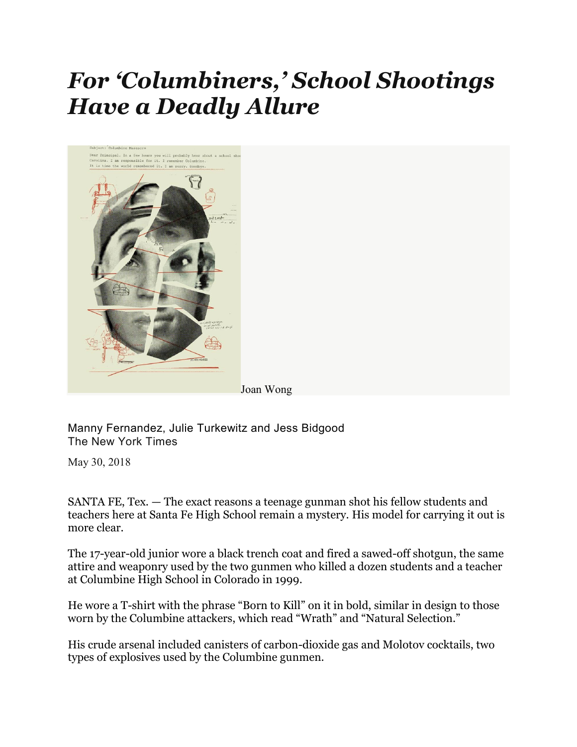# *For 'Columbiners,' School Shootings Have a Deadly Allure*

Joan Wong

Manny Fernandez, Julie Turkewitz and Jess Bidgood
The New York Times

May 30, 2018

SANTA FE, Tex. — The exact reasons a teenage gunman shot his fellow students and teachers here at Santa Fe High School remain a mystery. His model for carrying it out is more clear.

The 17-year-old junior wore a black trench coat and fired a sawed-off shotgun, the same attire and weaponry used by the two gunmen who killed a dozen students and a teacher at Columbine High School in Colorado in 1999.

He wore a T-shirt with the phrase "Born to Kill" on it in bold, similar in design to those worn by the Columbine attackers, which read "Wrath" and "Natural Selection."

His crude arsenal included canisters of carbon-dioxide gas and Molotov cocktails, two types of explosives used by the Columbine gunmen.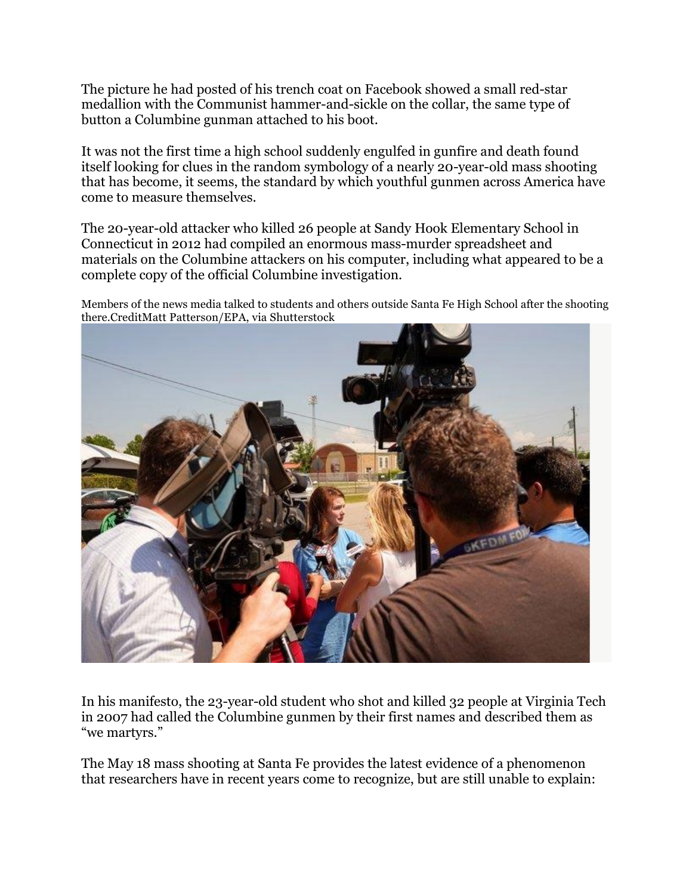The picture he had posted of his trench coat on Facebook showed a small red-star medallion with the Communist hammer-and-sickle on the collar, the same type of button a Columbine gunman attached to his boot.

It was not the first time a high school suddenly engulfed in gunfire and death found itself looking for clues in the random symbology of a nearly 20-year-old mass shooting that has become, it seems, the standard by which youthful gunmen across America have come to measure themselves.

The 20-year-old attacker who killed 26 people at Sandy Hook Elementary School in Connecticut in 2012 had compiled an enormous mass-murder spreadsheet and materials on the Columbine attackers on his computer, including what appeared to be a complete copy of the official Columbine investigation.

Members of the news media talked to students and others outside Santa Fe High School after the shooting there.CreditMatt Patterson/EPA, via Shutterstock

In his manifesto, the 23-year-old student who shot and killed 32 people at Virginia Tech in 2007 had called the Columbine gunmen by their first names and described them as "we martyrs."

The May 18 mass shooting at Santa Fe provides the latest evidence of a phenomenon that researchers have in recent years come to recognize, but are still unable to explain: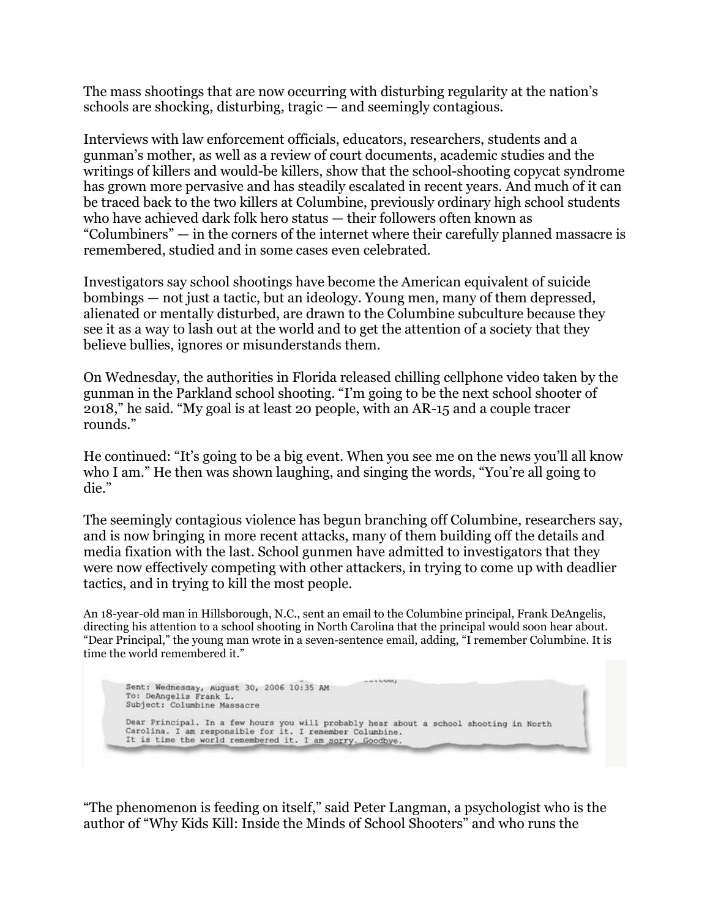The mass shootings that are now occurring with disturbing regularity at the nation's schools are shocking, disturbing, tragic — and seemingly contagious.

Interviews with law enforcement officials, educators, researchers, students and a gunman's mother, as well as a review of court documents, academic studies and the writings of killers and would-be killers, show that the school-shooting copycat syndrome has grown more pervasive and has steadily escalated in recent years. And much of it can be traced back to the two killers at Columbine, previously ordinary high school students who have achieved dark folk hero status — their followers often known as "Columbiners" — in the corners of the internet where their carefully planned massacre is remembered, studied and in some cases even celebrated.

Investigators say school shootings have become the American equivalent of suicide bombings — not just a tactic, but an ideology. Young men, many of them depressed, alienated or mentally disturbed, are drawn to the Columbine subculture because they see it as a way to lash out at the world and to get the attention of a society that they believe bullies, ignores or misunderstands them.

On Wednesday, the authorities in Florida released chilling cellphone video taken by the gunman in the Parkland school shooting. "I'm going to be the next school shooter of 2018," he said. "My goal is at least 20 people, with an AR-15 and a couple tracer rounds."

He continued: "It's going to be a big event. When you see me on the news you'll all know who I am." He then was shown laughing, and singing the words, "You're all going to die."

The seemingly contagious violence has begun branching off Columbine, researchers say, and is now bringing in more recent attacks, many of them building off the details and media fixation with the last. School gunmen have admitted to investigators that they were now effectively competing with other attackers, in trying to come up with deadlier tactics, and in trying to kill the most people.

An 18-year-old man in Hillsborough, N.C., sent an email to the Columbine principal, Frank DeAngelis, directing his attention to a school shooting in North Carolina that the principal would soon hear about. "Dear Principal," the young man wrote in a seven-sentence email, adding, "I remember Columbine. It is time the world remembered it."

> Sent: Wednesday, August 30, 2006 10:35 AM
> To: DeAngelis Frank L.
> Subject: Columbine Massacre
>
> Dear Principal. In a few hours you will probably hear about a school shooting in North Carolina. I am responsible for it. I remember Columbine. It is time the world remembered it. I am sorry. Goodbye.

"The phenomenon is feeding on itself," said Peter Langman, a psychologist who is the author of "Why Kids Kill: Inside the Minds of School Shooters" and who runs the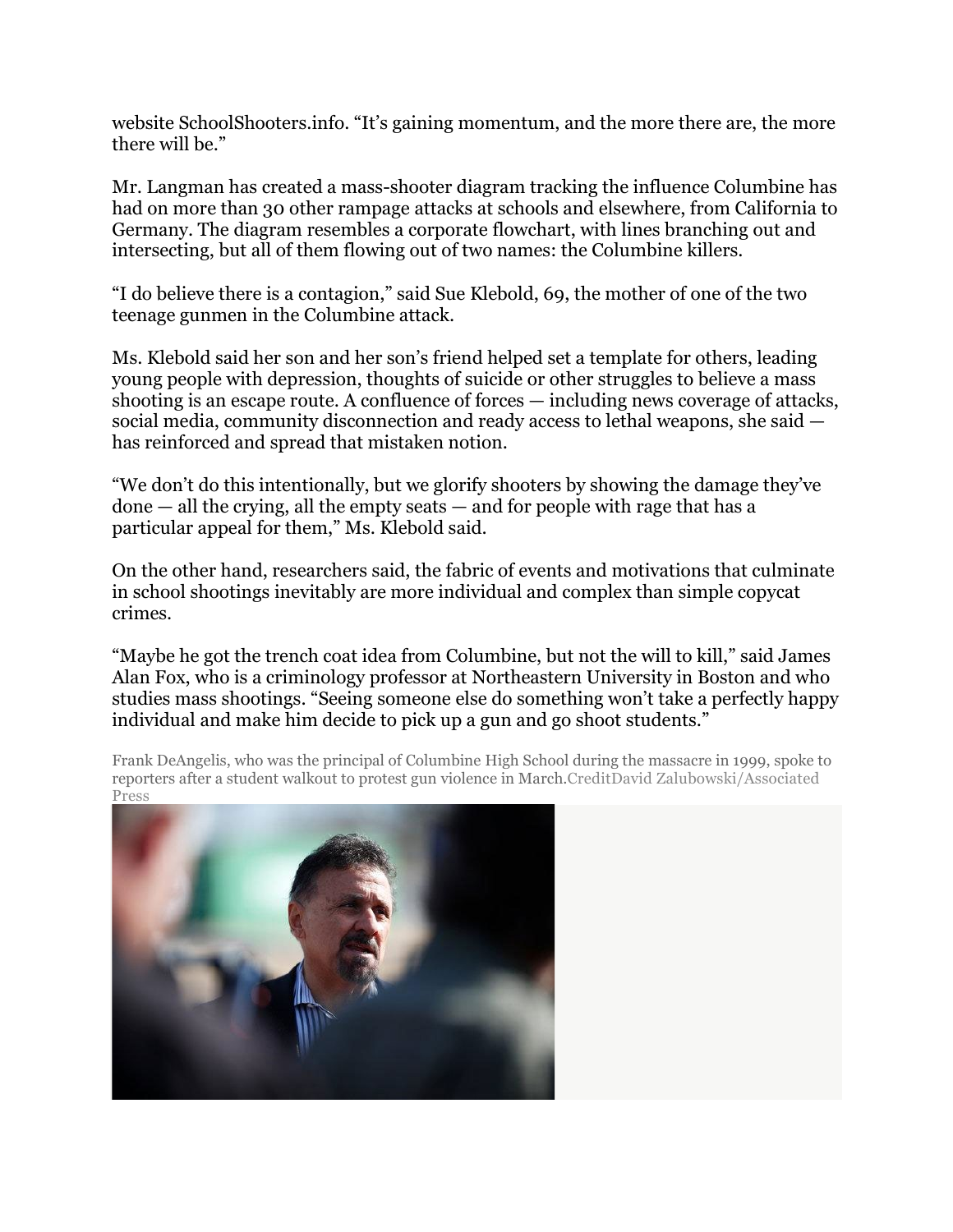website SchoolShooters.info. “It’s gaining momentum, and the more there are, the more there will be.”

Mr. Langman has created a mass-shooter diagram tracking the influence Columbine has had on more than 30 other rampage attacks at schools and elsewhere, from California to Germany. The diagram resembles a corporate flowchart, with lines branching out and intersecting, but all of them flowing out of two names: the Columbine killers.

“I do believe there is a contagion,” said Sue Klebold, 69, the mother of one of the two teenage gunmen in the Columbine attack.

Ms. Klebold said her son and her son’s friend helped set a template for others, leading young people with depression, thoughts of suicide or other struggles to believe a mass shooting is an escape route. A confluence of forces — including news coverage of attacks, social media, community disconnection and ready access to lethal weapons, she said — has reinforced and spread that mistaken notion.

“We don’t do this intentionally, but we glorify shooters by showing the damage they’ve done — all the crying, all the empty seats — and for people with rage that has a particular appeal for them,” Ms. Klebold said.

On the other hand, researchers said, the fabric of events and motivations that culminate in school shootings inevitably are more individual and complex than simple copycat crimes.

“Maybe he got the trench coat idea from Columbine, but not the will to kill,” said James Alan Fox, who is a criminology professor at Northeastern University in Boston and who studies mass shootings. “Seeing someone else do something won’t take a perfectly happy individual and make him decide to pick up a gun and go shoot students.”

Frank DeAngelis, who was the principal of Columbine High School during the massacre in 1999, spoke to reporters after a student walkout to protest gun violence in March.CreditDavid Zalubowski/Associated Press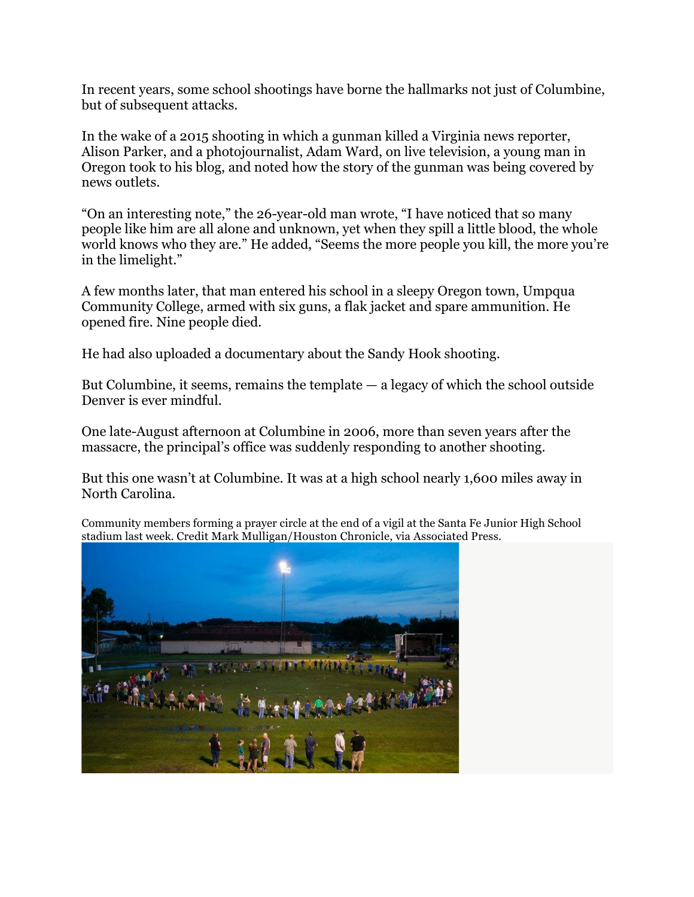In recent years, some school shootings have borne the hallmarks not just of Columbine, but of subsequent attacks.

In the wake of a 2015 shooting in which a gunman killed a Virginia news reporter, Alison Parker, and a photojournalist, Adam Ward, on live television, a young man in Oregon took to his blog, and noted how the story of the gunman was being covered by news outlets.

"On an interesting note," the 26-year-old man wrote, "I have noticed that so many people like him are all alone and unknown, yet when they spill a little blood, the whole world knows who they are." He added, "Seems the more people you kill, the more you're in the limelight."

A few months later, that man entered his school in a sleepy Oregon town, Umpqua Community College, armed with six guns, a flak jacket and spare ammunition. He opened fire. Nine people died.

He had also uploaded a documentary about the Sandy Hook shooting.

But Columbine, it seems, remains the template — a legacy of which the school outside Denver is ever mindful.

One late-August afternoon at Columbine in 2006, more than seven years after the massacre, the principal's office was suddenly responding to another shooting.

But this one wasn't at Columbine. It was at a high school nearly 1,600 miles away in North Carolina.

Community members forming a prayer circle at the end of a vigil at the Santa Fe Junior High School stadium last week. Credit Mark Mulligan/Houston Chronicle, via Associated Press.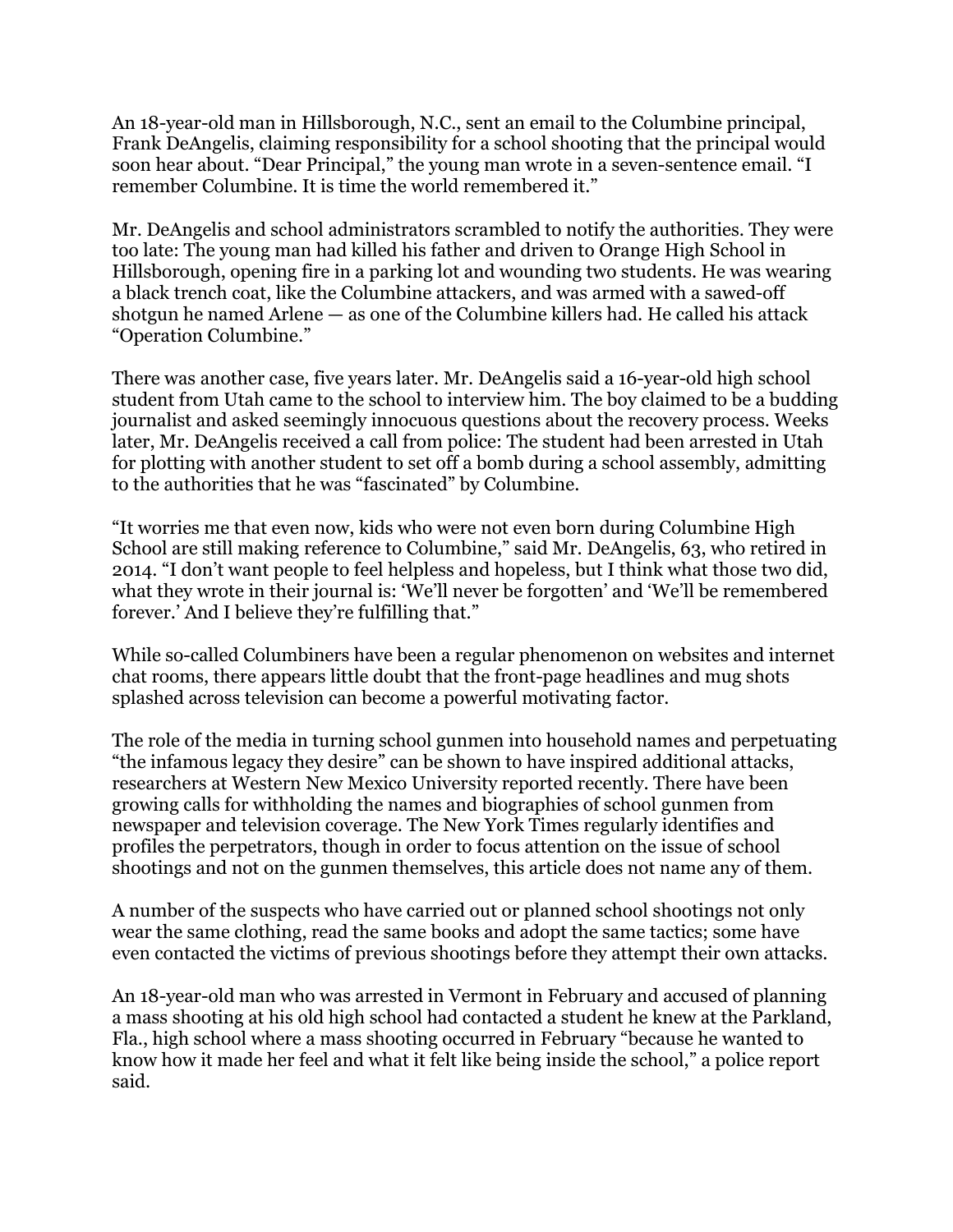An 18-year-old man in Hillsborough, N.C., sent an email to the Columbine principal, Frank DeAngelis, claiming responsibility for a school shooting that the principal would soon hear about. “Dear Principal,” the young man wrote in a seven-sentence email. “I remember Columbine. It is time the world remembered it.”

Mr. DeAngelis and school administrators scrambled to notify the authorities. They were too late: The young man had killed his father and driven to Orange High School in Hillsborough, opening fire in a parking lot and wounding two students. He was wearing a black trench coat, like the Columbine attackers, and was armed with a sawed-off shotgun he named Arlene — as one of the Columbine killers had. He called his attack “Operation Columbine.”

There was another case, five years later. Mr. DeAngelis said a 16-year-old high school student from Utah came to the school to interview him. The boy claimed to be a budding journalist and asked seemingly innocuous questions about the recovery process. Weeks later, Mr. DeAngelis received a call from police: The student had been arrested in Utah for plotting with another student to set off a bomb during a school assembly, admitting to the authorities that he was “fascinated” by Columbine.

“It worries me that even now, kids who were not even born during Columbine High School are still making reference to Columbine,” said Mr. DeAngelis, 63, who retired in 2014. “I don’t want people to feel helpless and hopeless, but I think what those two did, what they wrote in their journal is: ‘We’ll never be forgotten’ and ‘We’ll be remembered forever.’ And I believe they’re fulfilling that.”

While so-called Columbiners have been a regular phenomenon on websites and internet chat rooms, there appears little doubt that the front-page headlines and mug shots splashed across television can become a powerful motivating factor.

The role of the media in turning school gunmen into household names and perpetuating “the infamous legacy they desire” can be shown to have inspired additional attacks, researchers at Western New Mexico University reported recently. There have been growing calls for withholding the names and biographies of school gunmen from newspaper and television coverage. The New York Times regularly identifies and profiles the perpetrators, though in order to focus attention on the issue of school shootings and not on the gunmen themselves, this article does not name any of them.

A number of the suspects who have carried out or planned school shootings not only wear the same clothing, read the same books and adopt the same tactics; some have even contacted the victims of previous shootings before they attempt their own attacks.

An 18-year-old man who was arrested in Vermont in February and accused of planning a mass shooting at his old high school had contacted a student he knew at the Parkland, Fla., high school where a mass shooting occurred in February “because he wanted to know how it made her feel and what it felt like being inside the school,” a police report said.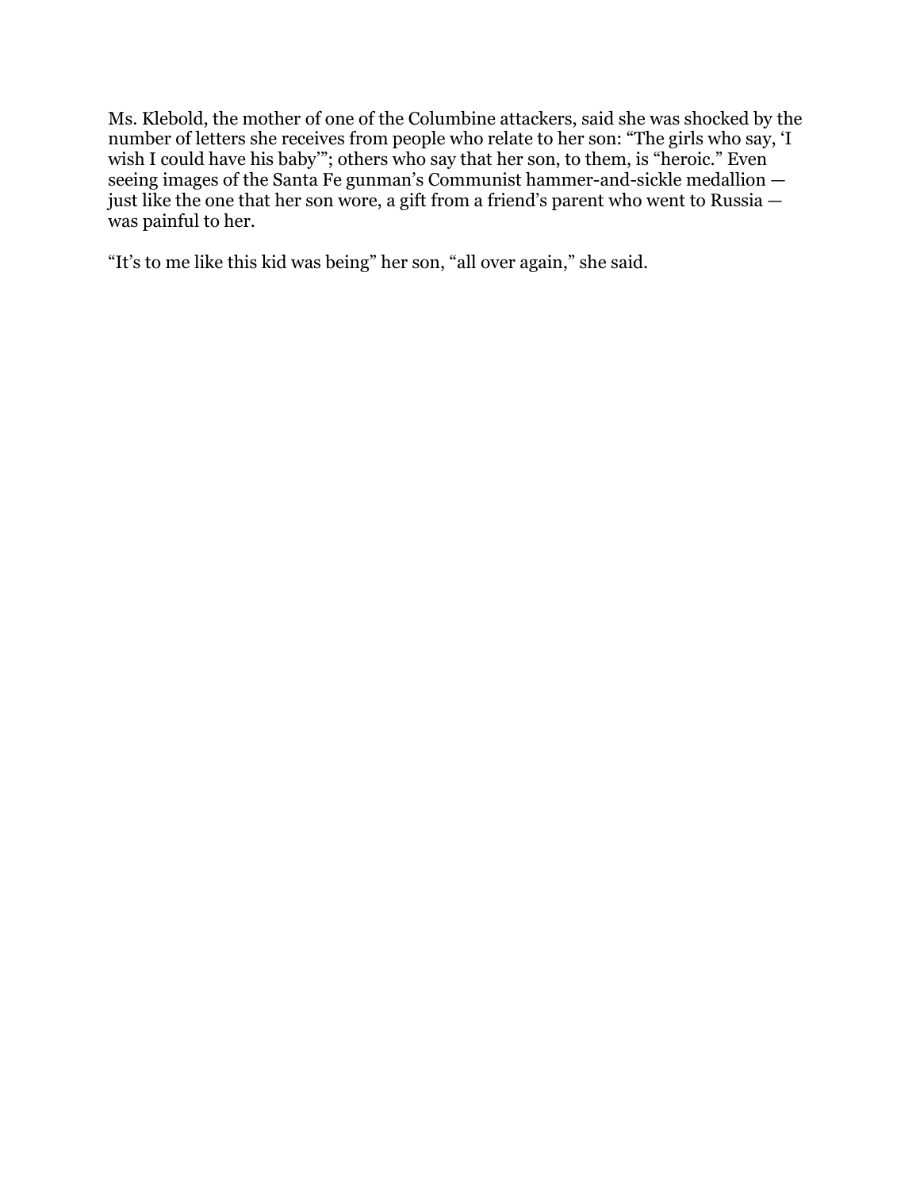Ms. Klebold, the mother of one of the Columbine attackers, said she was shocked by the number of letters she receives from people who relate to her son: "The girls who say, 'I wish I could have his baby'"; others who say that her son, to them, is "heroic." Even seeing images of the Santa Fe gunman's Communist hammer-and-sickle medallion — just like the one that her son wore, a gift from a friend's parent who went to Russia — was painful to her.

"It's to me like this kid was being" her son, "all over again," she said.